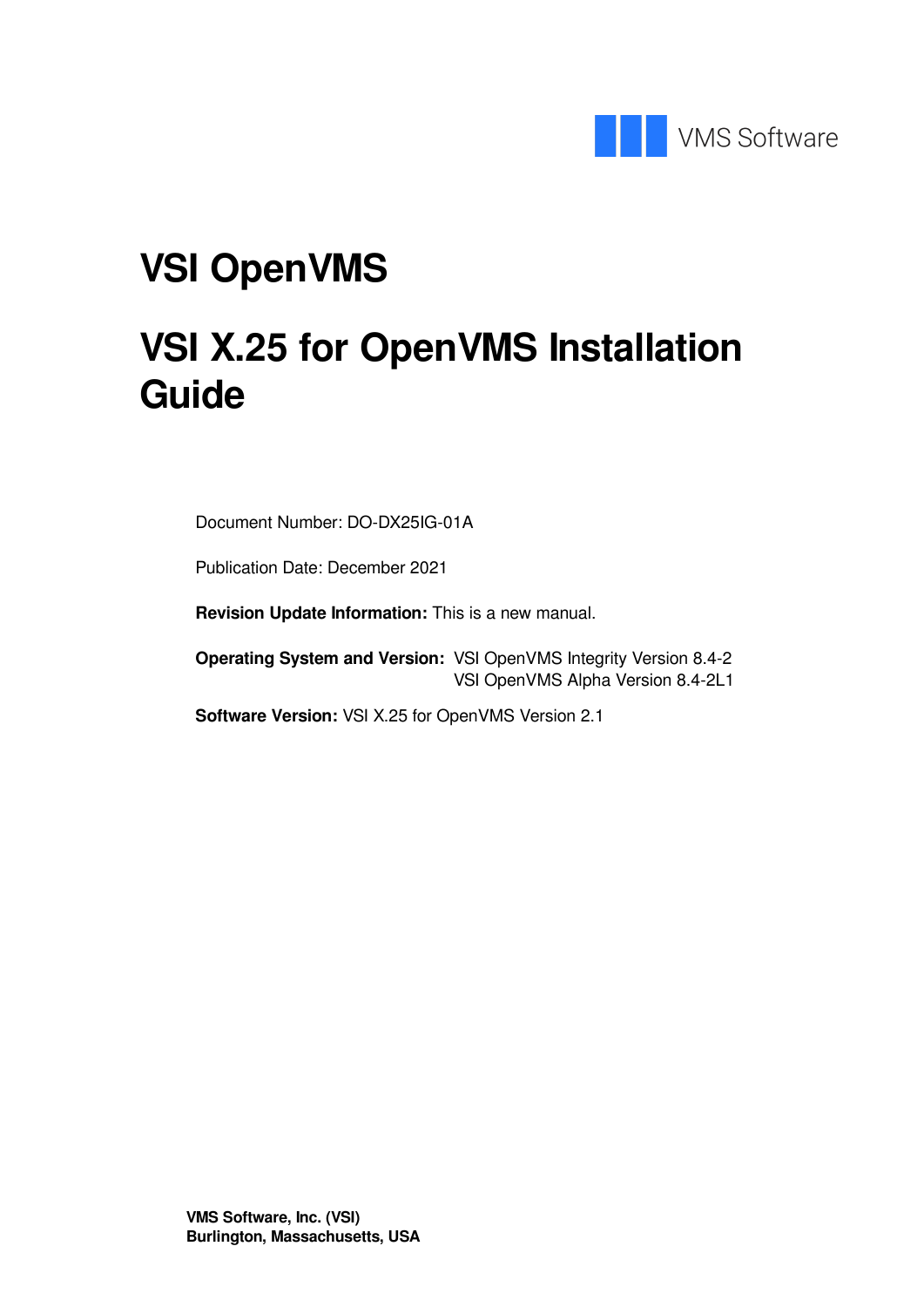VMS Software

# VSI OpenVMS

# VSI X.25 for OpenVMS Installation Guide

Document Number: DO-DX25IG-01A

Publication Date: December 2021

**Revision Update Information:** This is a new manual.

**Operating System and Version:** VSI OpenVMS Integrity Version 8.4-2
VSI OpenVMS Alpha Version 8.4-2L1

**Software Version:** VSI X.25 for OpenVMS Version 2.1

**VMS Software, Inc. (VSI)**
**Burlington, Massachusetts, USA**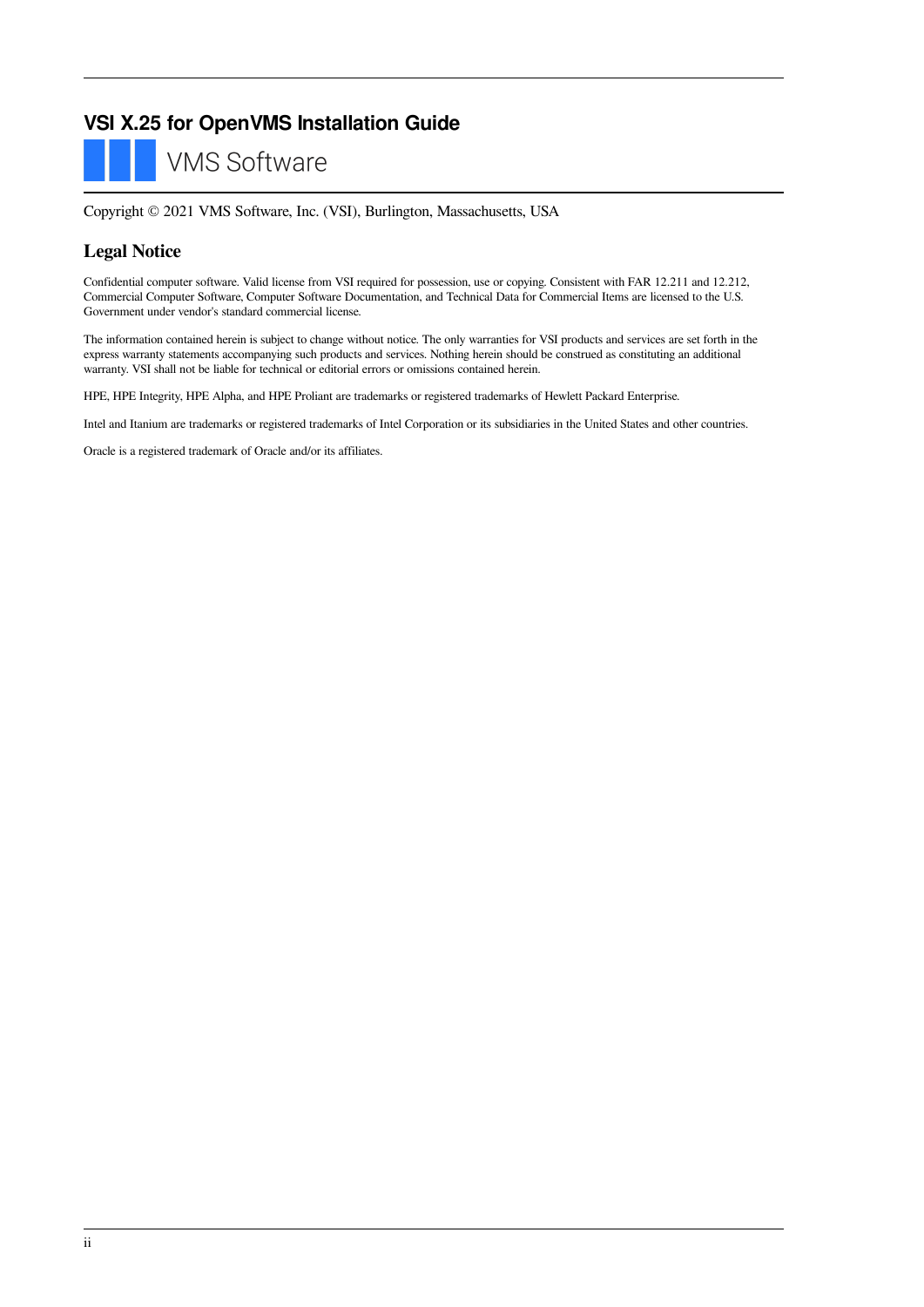# VSI X.25 for OpenVMS Installation Guide

VMS Software

Copyright © 2021 VMS Software, Inc. (VSI), Burlington, Massachusetts, USA

## Legal Notice

Confidential computer software. Valid license from VSI required for possession, use or copying. Consistent with FAR 12.211 and 12.212, Commercial Computer Software, Computer Software Documentation, and Technical Data for Commercial Items are licensed to the U.S. Government under vendor's standard commercial license.

The information contained herein is subject to change without notice. The only warranties for VSI products and services are set forth in the express warranty statements accompanying such products and services. Nothing herein should be construed as constituting an additional warranty. VSI shall not be liable for technical or editorial errors or omissions contained herein.

HPE, HPE Integrity, HPE Alpha, and HPE Proliant are trademarks or registered trademarks of Hewlett Packard Enterprise.

Intel and Itanium are trademarks or registered trademarks of Intel Corporation or its subsidiaries in the United States and other countries.

Oracle is a registered trademark of Oracle and/or its affiliates.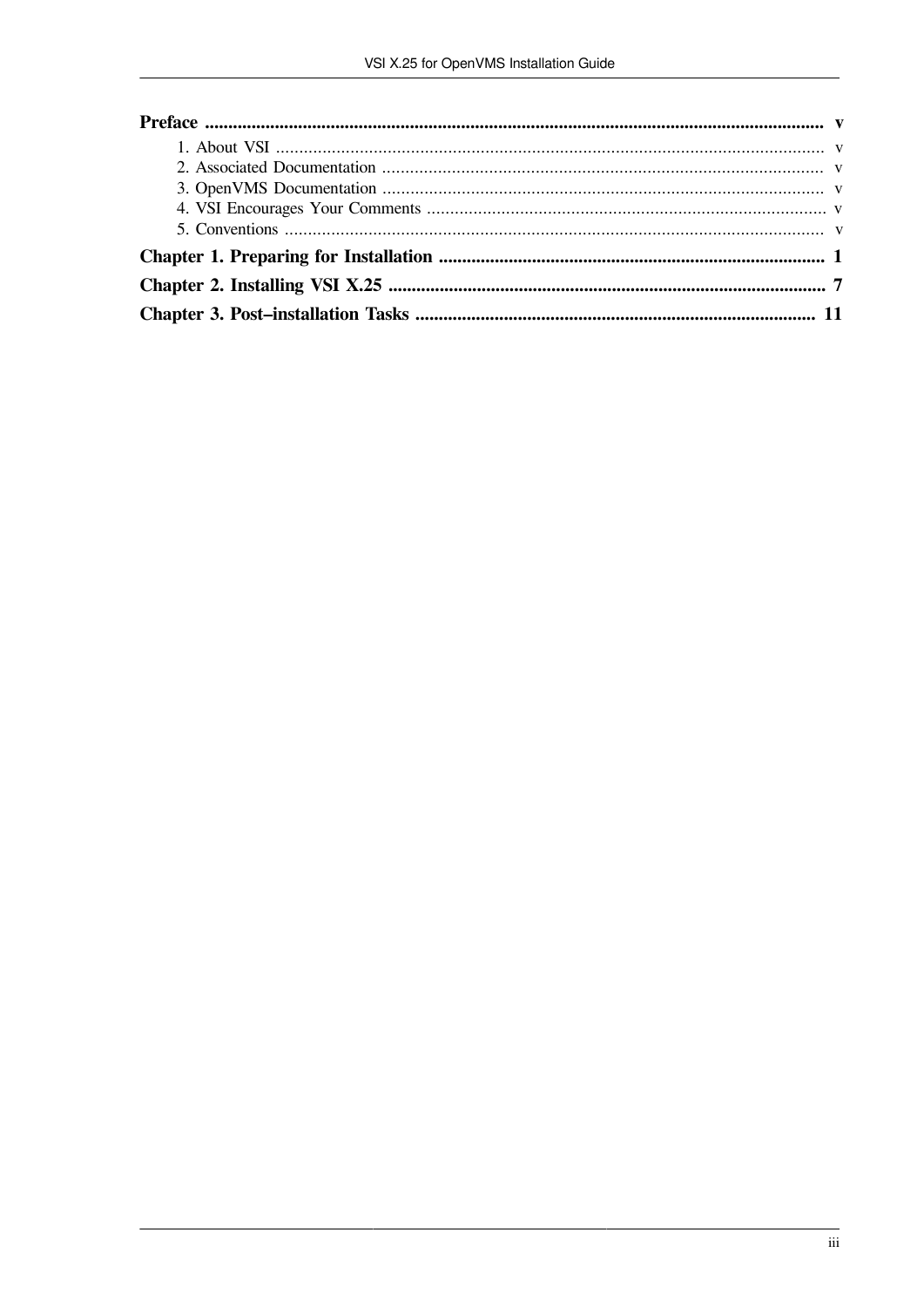**Preface** ..................................................................................................................... v

1. About VSI ..................................................................................................................... v
2. Associated Documentation ............................................................................................... v
3. OpenVMS Documentation ............................................................................................... v
4. VSI Encourages Your Comments ..................................................................................... v
5. Conventions ................................................................................................................... v

**Chapter 1. Preparing for Installation** .................................................................................. 1

**Chapter 2. Installing VSI X.25** ............................................................................................. 7

**Chapter 3. Post–installation Tasks** .................................................................................... 11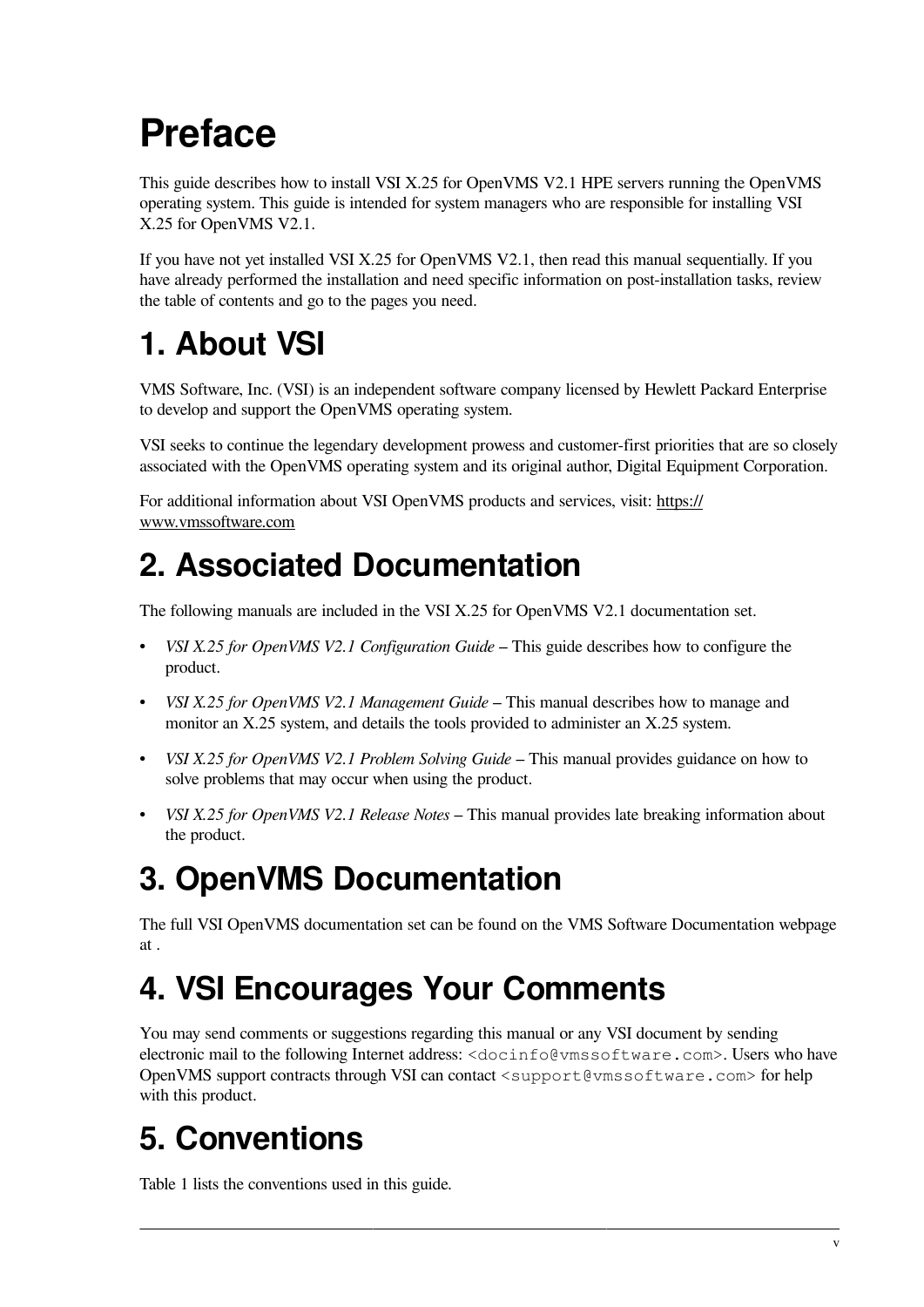# Preface

This guide describes how to install VSI X.25 for OpenVMS V2.1 HPE servers running the OpenVMS operating system. This guide is intended for system managers who are responsible for installing VSI X.25 for OpenVMS V2.1.

If you have not yet installed VSI X.25 for OpenVMS V2.1, then read this manual sequentially. If you have already performed the installation and need specific information on post-installation tasks, review the table of contents and go to the pages you need.

## 1. About VSI

VMS Software, Inc. (VSI) is an independent software company licensed by Hewlett Packard Enterprise to develop and support the OpenVMS operating system.

VSI seeks to continue the legendary development prowess and customer-first priorities that are so closely associated with the OpenVMS operating system and its original author, Digital Equipment Corporation.

For additional information about VSI OpenVMS products and services, visit: https://www.vmssoftware.com

## 2. Associated Documentation

The following manuals are included in the VSI X.25 for OpenVMS V2.1 documentation set.

- *VSI X.25 for OpenVMS V2.1 Configuration Guide* – This guide describes how to configure the product.
- *VSI X.25 for OpenVMS V2.1 Management Guide* – This manual describes how to manage and monitor an X.25 system, and details the tools provided to administer an X.25 system.
- *VSI X.25 for OpenVMS V2.1 Problem Solving Guide* – This manual provides guidance on how to solve problems that may occur when using the product.
- *VSI X.25 for OpenVMS V2.1 Release Notes* – This manual provides late breaking information about the product.

## 3. OpenVMS Documentation

The full VSI OpenVMS documentation set can be found on the VMS Software Documentation webpage at .

## 4. VSI Encourages Your Comments

You may send comments or suggestions regarding this manual or any VSI document by sending electronic mail to the following Internet address: `<docinfo@vmssoftware.com>`. Users who have OpenVMS support contracts through VSI can contact `<support@vmssoftware.com>` for help with this product.

## 5. Conventions

Table 1 lists the conventions used in this guide.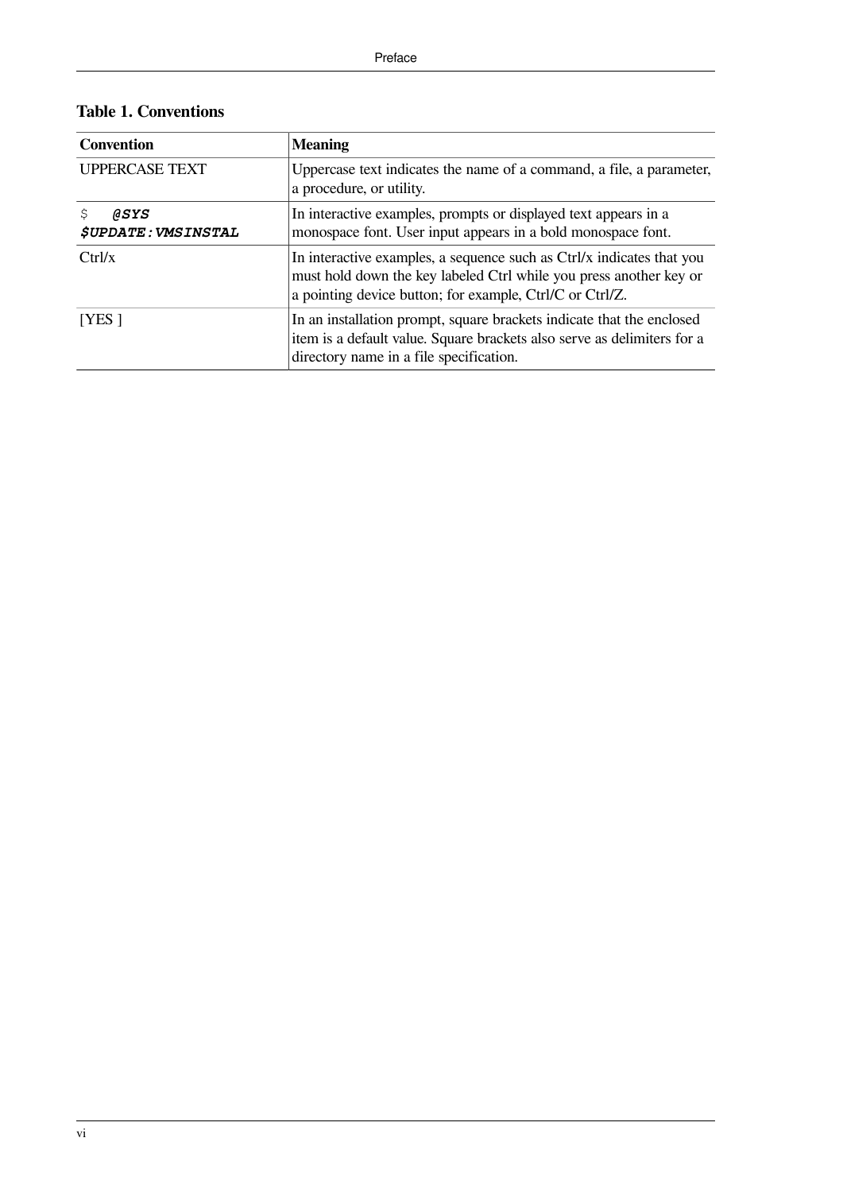**Table 1. Conventions**

| Convention | Meaning |
| --- | --- |
| UPPERCASE TEXT | Uppercase text indicates the name of a command, a file, a parameter, a procedure, or utility. |
| `$` ***`@SYS$UPDATE:VMSINSTAL`*** | In interactive examples, prompts or displayed text appears in a monospace font. User input appears in a bold monospace font. |
| Ctrl/x | In interactive examples, a sequence such as Ctrl/x indicates that you must hold down the key labeled Ctrl while you press another key or a pointing device button; for example, Ctrl/C or Ctrl/Z. |
| [YES ] | In an installation prompt, square brackets indicate that the enclosed item is a default value. Square brackets also serve as delimiters for a directory name in a file specification. |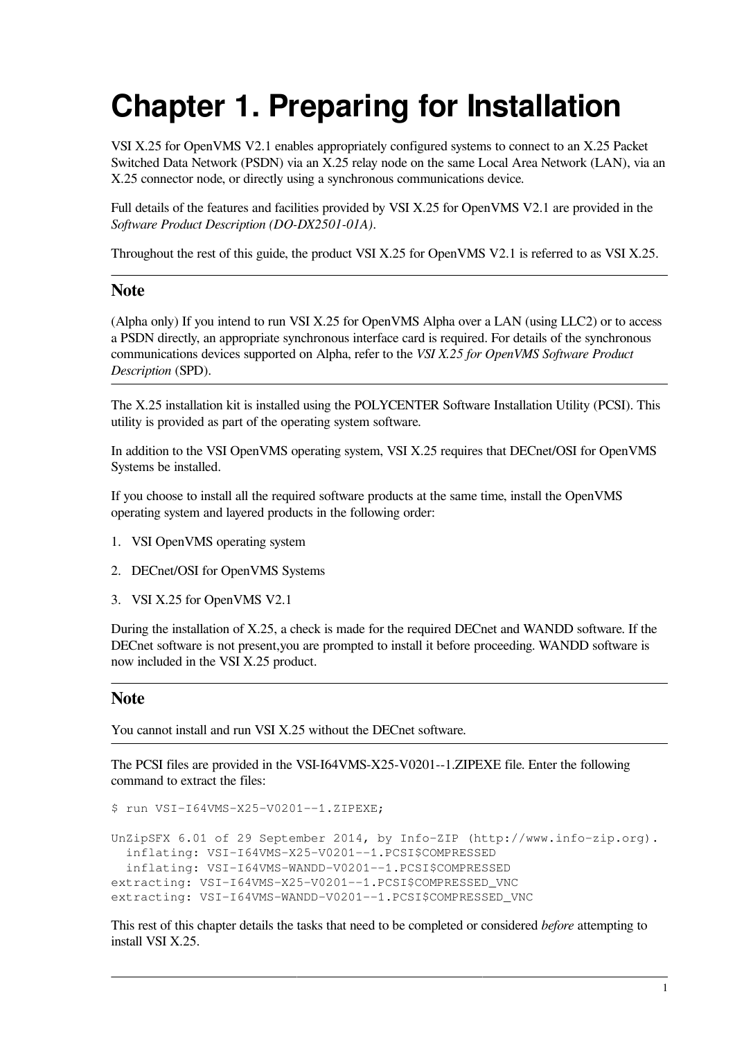# Chapter 1. Preparing for Installation

VSI X.25 for OpenVMS V2.1 enables appropriately configured systems to connect to an X.25 Packet Switched Data Network (PSDN) via an X.25 relay node on the same Local Area Network (LAN), via an X.25 connector node, or directly using a synchronous communications device.

Full details of the features and facilities provided by VSI X.25 for OpenVMS V2.1 are provided in the *Software Product Description (DO-DX2501-01A)*.

Throughout the rest of this guide, the product VSI X.25 for OpenVMS V2.1 is referred to as VSI X.25.

### Note

(Alpha only) If you intend to run VSI X.25 for OpenVMS Alpha over a LAN (using LLC2) or to access a PSDN directly, an appropriate synchronous interface card is required. For details of the synchronous communications devices supported on Alpha, refer to the *VSI X.25 for OpenVMS Software Product Description* (SPD).

The X.25 installation kit is installed using the POLYCENTER Software Installation Utility (PCSI). This utility is provided as part of the operating system software.

In addition to the VSI OpenVMS operating system, VSI X.25 requires that DECnet/OSI for OpenVMS Systems be installed.

If you choose to install all the required software products at the same time, install the OpenVMS operating system and layered products in the following order:

1. VSI OpenVMS operating system
2. DECnet/OSI for OpenVMS Systems
3. VSI X.25 for OpenVMS V2.1

During the installation of X.25, a check is made for the required DECnet and WANDD software. If the DECnet software is not present,you are prompted to install it before proceeding. WANDD software is now included in the VSI X.25 product.

### Note

You cannot install and run VSI X.25 without the DECnet software.

The PCSI files are provided in the VSI-I64VMS-X25-V0201--1.ZIPEXE file. Enter the following command to extract the files:

```
$ run VSI-I64VMS-X25-V0201--1.ZIPEXE;

UnZipSFX 6.01 of 29 September 2014, by Info-ZIP (http://www.info-zip.org).
  inflating: VSI-I64VMS-X25-V0201--1.PCSI$COMPRESSED
  inflating: VSI-I64VMS-WANDD-V0201--1.PCSI$COMPRESSED
extracting: VSI-I64VMS-X25-V0201--1.PCSI$COMPRESSED_VNC
extracting: VSI-I64VMS-WANDD-V0201--1.PCSI$COMPRESSED_VNC
```

This rest of this chapter details the tasks that need to be completed or considered *before* attempting to install VSI X.25.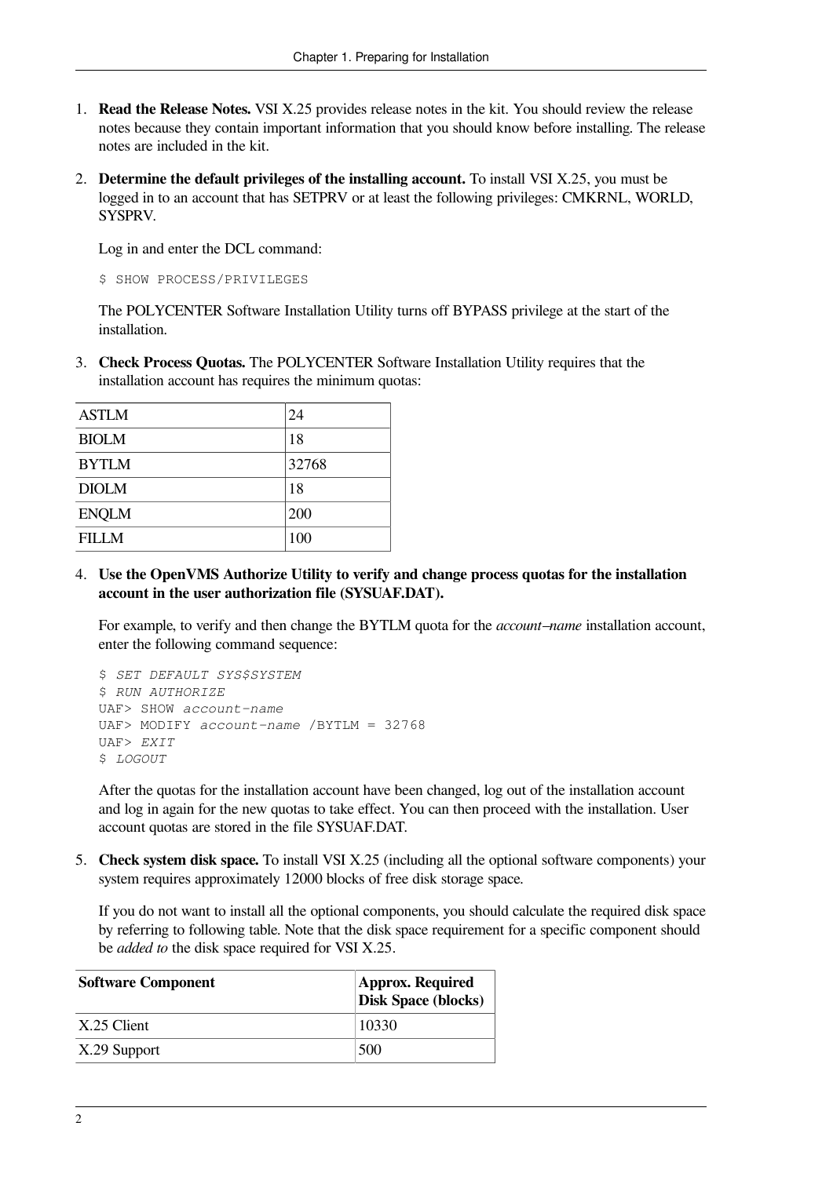1. **Read the Release Notes.** VSI X.25 provides release notes in the kit. You should review the release notes because they contain important information that you should know before installing. The release notes are included in the kit.

2. **Determine the default privileges of the installing account.** To install VSI X.25, you must be logged in to an account that has SETPRV or at least the following privileges: CMKRNL, WORLD, SYSPRV.

   Log in and enter the DCL command:

   ```
   $ SHOW PROCESS/PRIVILEGES
   ```

   The POLYCENTER Software Installation Utility turns off BYPASS privilege at the start of the installation.

3. **Check Process Quotas.** The POLYCENTER Software Installation Utility requires that the installation account has requires the minimum quotas:

| | |
|---|---|
| ASTLM | 24 |
| BIOLM | 18 |
| BYTLM | 32768 |
| DIOLM | 18 |
| ENQLM | 200 |
| FILLM | 100 |

4. **Use the OpenVMS Authorize Utility to verify and change process quotas for the installation account in the user authorization file (SYSUAF.DAT).**

   For example, to verify and then change the BYTLM quota for the *account–name* installation account, enter the following command sequence:

   ```
   $ SET DEFAULT SYS$SYSTEM
   $ RUN AUTHORIZE
   UAF> SHOW account-name
   UAF> MODIFY account-name /BYTLM = 32768
   UAF> EXIT
   $ LOGOUT
   ```

   After the quotas for the installation account have been changed, log out of the installation account and log in again for the new quotas to take effect. You can then proceed with the installation. User account quotas are stored in the file SYSUAF.DAT.

5. **Check system disk space.** To install VSI X.25 (including all the optional software components) your system requires approximately 12000 blocks of free disk storage space.

   If you do not want to install all the optional components, you should calculate the required disk space by referring to following table. Note that the disk space requirement for a specific component should be *added to* the disk space required for VSI X.25.

| Software Component | Approx. Required Disk Space (blocks) |
|---|---|
| X.25 Client | 10330 |
| X.29 Support | 500 |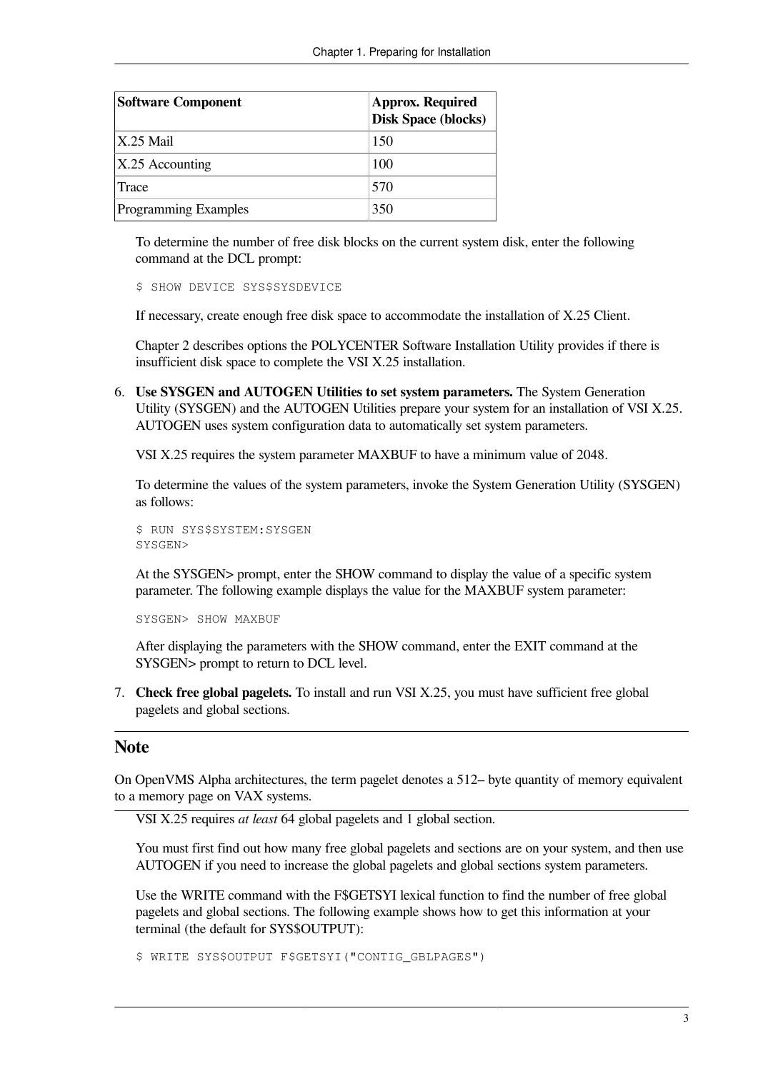| Software Component | Approx. Required Disk Space (blocks) |
| --- | --- |
| X.25 Mail | 150 |
| X.25 Accounting | 100 |
| Trace | 570 |
| Programming Examples | 350 |

To determine the number of free disk blocks on the current system disk, enter the following command at the DCL prompt:

```
$ SHOW DEVICE SYS$SYSDEVICE
```

If necessary, create enough free disk space to accommodate the installation of X.25 Client.

Chapter 2 describes options the POLYCENTER Software Installation Utility provides if there is insufficient disk space to complete the VSI X.25 installation.

6. **Use SYSGEN and AUTOGEN Utilities to set system parameters.** The System Generation Utility (SYSGEN) and the AUTOGEN Utilities prepare your system for an installation of VSI X.25. AUTOGEN uses system configuration data to automatically set system parameters.

   VSI X.25 requires the system parameter MAXBUF to have a minimum value of 2048.

   To determine the values of the system parameters, invoke the System Generation Utility (SYSGEN) as follows:

   ```
   $ RUN SYS$SYSTEM:SYSGEN
   SYSGEN>
   ```

   At the SYSGEN> prompt, enter the SHOW command to display the value of a specific system parameter. The following example displays the value for the MAXBUF system parameter:

   ```
   SYSGEN> SHOW MAXBUF
   ```

   After displaying the parameters with the SHOW command, enter the EXIT command at the SYSGEN> prompt to return to DCL level.

7. **Check free global pagelets.** To install and run VSI X.25, you must have sufficient free global pagelets and global sections.

## Note

On OpenVMS Alpha architectures, the term pagelet denotes a 512– byte quantity of memory equivalent to a memory page on VAX systems.

VSI X.25 requires *at least* 64 global pagelets and 1 global section.

You must first find out how many free global pagelets and sections are on your system, and then use AUTOGEN if you need to increase the global pagelets and global sections system parameters.

Use the WRITE command with the F$GETSYI lexical function to find the number of free global pagelets and global sections. The following example shows how to get this information at your terminal (the default for SYS$OUTPUT):

```
$ WRITE SYS$OUTPUT F$GETSYI("CONTIG_GBLPAGES")
```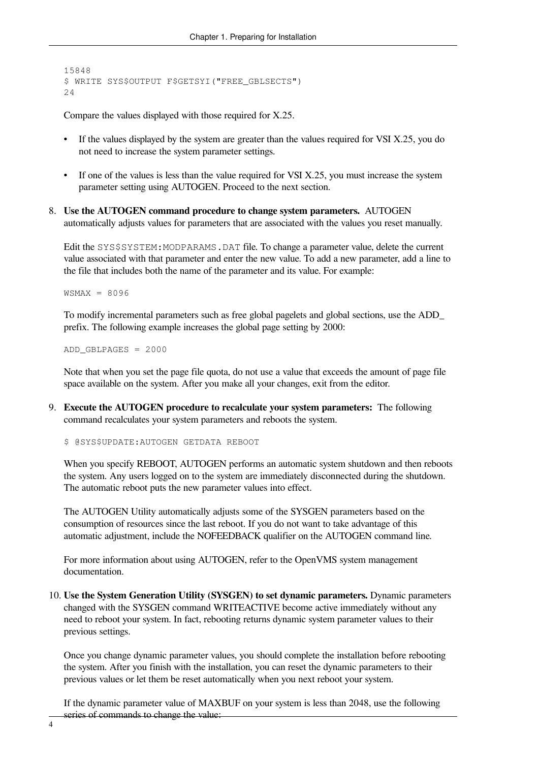```
15848
$ WRITE SYS$OUTPUT F$GETSYI("FREE_GBLSECTS")
24
```

Compare the values displayed with those required for X.25.

- If the values displayed by the system are greater than the values required for VSI X.25, you do not need to increase the system parameter settings.
- If one of the values is less than the value required for VSI X.25, you must increase the system parameter setting using AUTOGEN. Proceed to the next section.

8. **Use the AUTOGEN command procedure to change system parameters.** AUTOGEN automatically adjusts values for parameters that are associated with the values you reset manually.

   Edit the `SYS$SYSTEM:MODPARAMS.DAT` file. To change a parameter value, delete the current value associated with that parameter and enter the new value. To add a new parameter, add a line to the file that includes both the name of the parameter and its value. For example:

   ```
   WSMAX = 8096
   ```

   To modify incremental parameters such as free global pagelets and global sections, use the ADD_ prefix. The following example increases the global page setting by 2000:

   ```
   ADD_GBLPAGES = 2000
   ```

   Note that when you set the page file quota, do not use a value that exceeds the amount of page file space available on the system. After you make all your changes, exit from the editor.

9. **Execute the AUTOGEN procedure to recalculate your system parameters:** The following command recalculates your system parameters and reboots the system.

   ```
   $ @SYS$UPDATE:AUTOGEN GETDATA REBOOT
   ```

   When you specify REBOOT, AUTOGEN performs an automatic system shutdown and then reboots the system. Any users logged on to the system are immediately disconnected during the shutdown. The automatic reboot puts the new parameter values into effect.

   The AUTOGEN Utility automatically adjusts some of the SYSGEN parameters based on the consumption of resources since the last reboot. If you do not want to take advantage of this automatic adjustment, include the NOFEEDBACK qualifier on the AUTOGEN command line.

   For more information about using AUTOGEN, refer to the OpenVMS system management documentation.

10. **Use the System Generation Utility (SYSGEN) to set dynamic parameters.** Dynamic parameters changed with the SYSGEN command WRITEACTIVE become active immediately without any need to reboot your system. In fact, rebooting returns dynamic system parameter values to their previous settings.

    Once you change dynamic parameter values, you should complete the installation before rebooting the system. After you finish with the installation, you can reset the dynamic parameters to their previous values or let them be reset automatically when you next reboot your system.

    If the dynamic parameter value of MAXBUF on your system is less than 2048, use the following series of commands to change the value: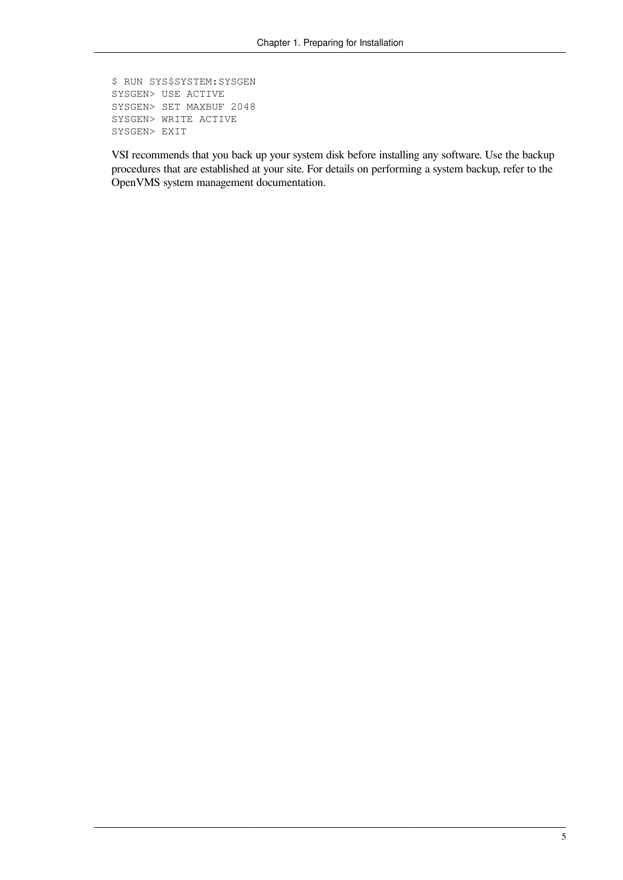```
$ RUN SYS$SYSTEM:SYSGEN
SYSGEN> USE ACTIVE
SYSGEN> SET MAXBUF 2048
SYSGEN> WRITE ACTIVE
SYSGEN> EXIT
```

VSI recommends that you back up your system disk before installing any software. Use the backup procedures that are established at your site. For details on performing a system backup, refer to the OpenVMS system management documentation.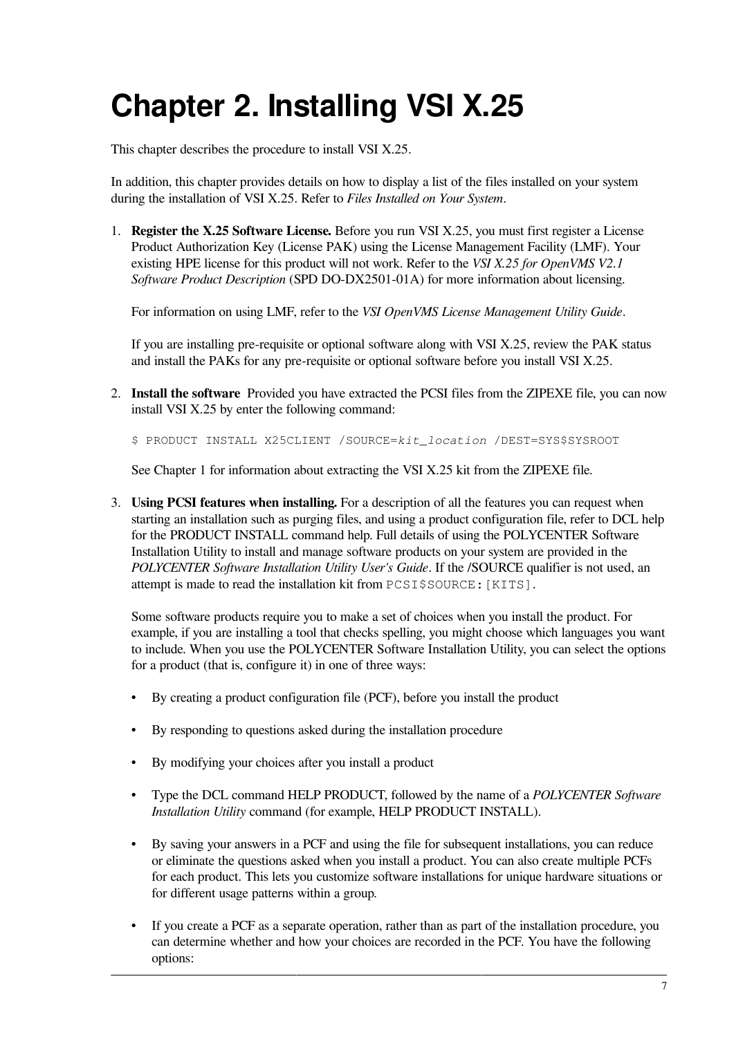# Chapter 2. Installing VSI X.25

This chapter describes the procedure to install VSI X.25.

In addition, this chapter provides details on how to display a list of the files installed on your system during the installation of VSI X.25. Refer to *Files Installed on Your System*.

1. **Register the X.25 Software License.** Before you run VSI X.25, you must first register a License Product Authorization Key (License PAK) using the License Management Facility (LMF). Your existing HPE license for this product will not work. Refer to the *VSI X.25 for OpenVMS V2.1 Software Product Description* (SPD DO-DX2501-01A) for more information about licensing.

   For information on using LMF, refer to the *VSI OpenVMS License Management Utility Guide*.

   If you are installing pre-requisite or optional software along with VSI X.25, review the PAK status and install the PAKs for any pre-requisite or optional software before you install VSI X.25.

2. **Install the software** Provided you have extracted the PCSI files from the ZIPEXE file, you can now install VSI X.25 by enter the following command:

   ```
   $ PRODUCT INSTALL X25CLIENT /SOURCE=kit_location /DEST=SYS$SYSROOT
   ```

   See Chapter 1 for information about extracting the VSI X.25 kit from the ZIPEXE file.

3. **Using PCSI features when installing.** For a description of all the features you can request when starting an installation such as purging files, and using a product configuration file, refer to DCL help for the PRODUCT INSTALL command help. Full details of using the POLYCENTER Software Installation Utility to install and manage software products on your system are provided in the *POLYCENTER Software Installation Utility User's Guide*. If the /SOURCE qualifier is not used, an attempt is made to read the installation kit from `PCSI$SOURCE:[KITS]`.

   Some software products require you to make a set of choices when you install the product. For example, if you are installing a tool that checks spelling, you might choose which languages you want to include. When you use the POLYCENTER Software Installation Utility, you can select the options for a product (that is, configure it) in one of three ways:

   - By creating a product configuration file (PCF), before you install the product
   - By responding to questions asked during the installation procedure
   - By modifying your choices after you install a product
   - Type the DCL command HELP PRODUCT, followed by the name of a *POLYCENTER Software Installation Utility* command (for example, HELP PRODUCT INSTALL).
   - By saving your answers in a PCF and using the file for subsequent installations, you can reduce or eliminate the questions asked when you install a product. You can also create multiple PCFs for each product. This lets you customize software installations for unique hardware situations or for different usage patterns within a group.
   - If you create a PCF as a separate operation, rather than as part of the installation procedure, you can determine whether and how your choices are recorded in the PCF. You have the following options: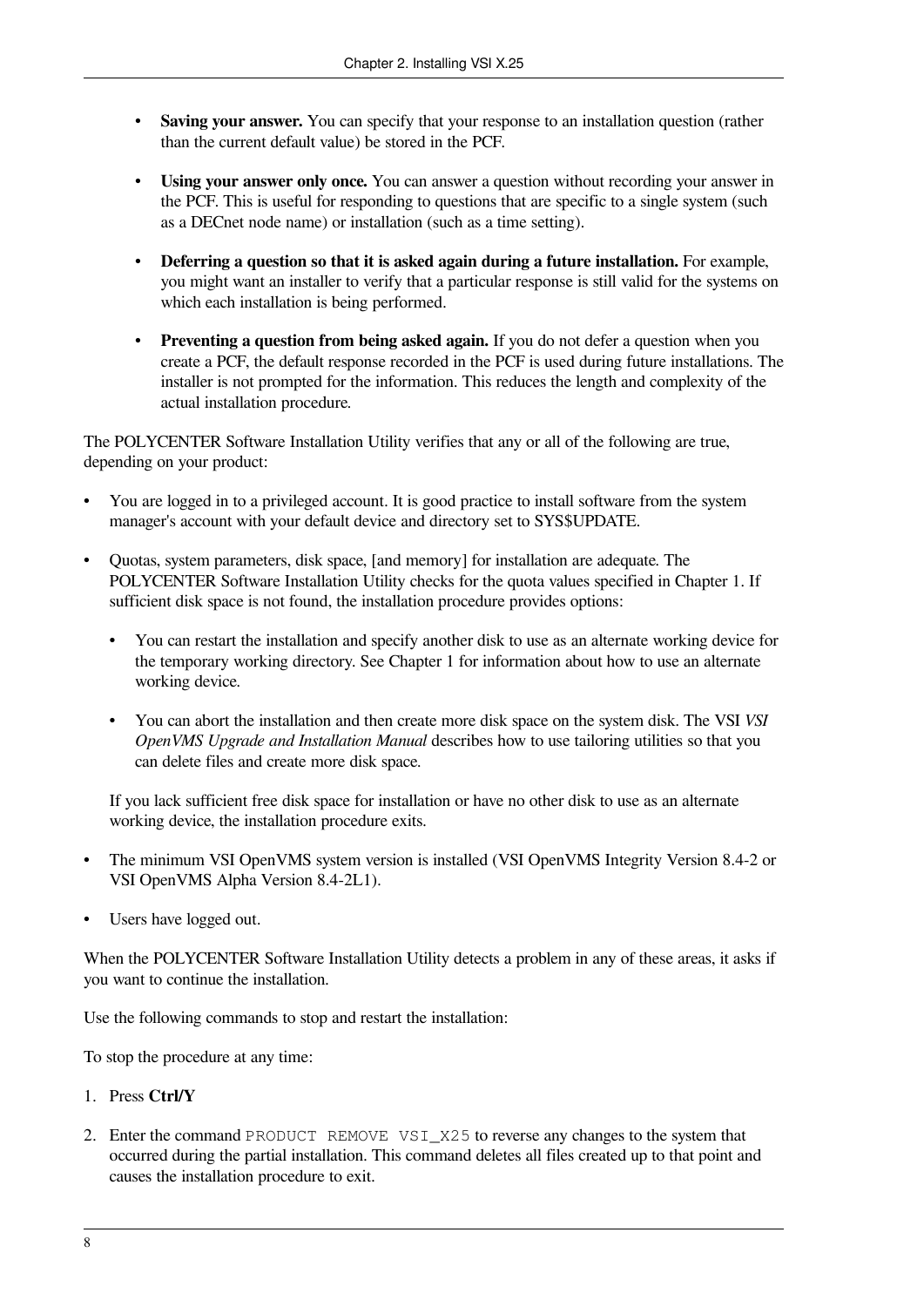- **Saving your answer.** You can specify that your response to an installation question (rather than the current default value) be stored in the PCF.
- **Using your answer only once.** You can answer a question without recording your answer in the PCF. This is useful for responding to questions that are specific to a single system (such as a DECnet node name) or installation (such as a time setting).
- **Deferring a question so that it is asked again during a future installation.** For example, you might want an installer to verify that a particular response is still valid for the systems on which each installation is being performed.
- **Preventing a question from being asked again.** If you do not defer a question when you create a PCF, the default response recorded in the PCF is used during future installations. The installer is not prompted for the information. This reduces the length and complexity of the actual installation procedure.

The POLYCENTER Software Installation Utility verifies that any or all of the following are true, depending on your product:

- You are logged in to a privileged account. It is good practice to install software from the system manager's account with your default device and directory set to SYS$UPDATE.
- Quotas, system parameters, disk space, [and memory] for installation are adequate. The POLYCENTER Software Installation Utility checks for the quota values specified in Chapter 1. If sufficient disk space is not found, the installation procedure provides options:
  - You can restart the installation and specify another disk to use as an alternate working device for the temporary working directory. See Chapter 1 for information about how to use an alternate working device.
  - You can abort the installation and then create more disk space on the system disk. The VSI *VSI OpenVMS Upgrade and Installation Manual* describes how to use tailoring utilities so that you can delete files and create more disk space.

  If you lack sufficient free disk space for installation or have no other disk to use as an alternate working device, the installation procedure exits.
- The minimum VSI OpenVMS system version is installed (VSI OpenVMS Integrity Version 8.4-2 or VSI OpenVMS Alpha Version 8.4-2L1).
- Users have logged out.

When the POLYCENTER Software Installation Utility detects a problem in any of these areas, it asks if you want to continue the installation.

Use the following commands to stop and restart the installation:

To stop the procedure at any time:

1. Press **Ctrl/Y**
2. Enter the command `PRODUCT REMOVE VSI_X25` to reverse any changes to the system that occurred during the partial installation. This command deletes all files created up to that point and causes the installation procedure to exit.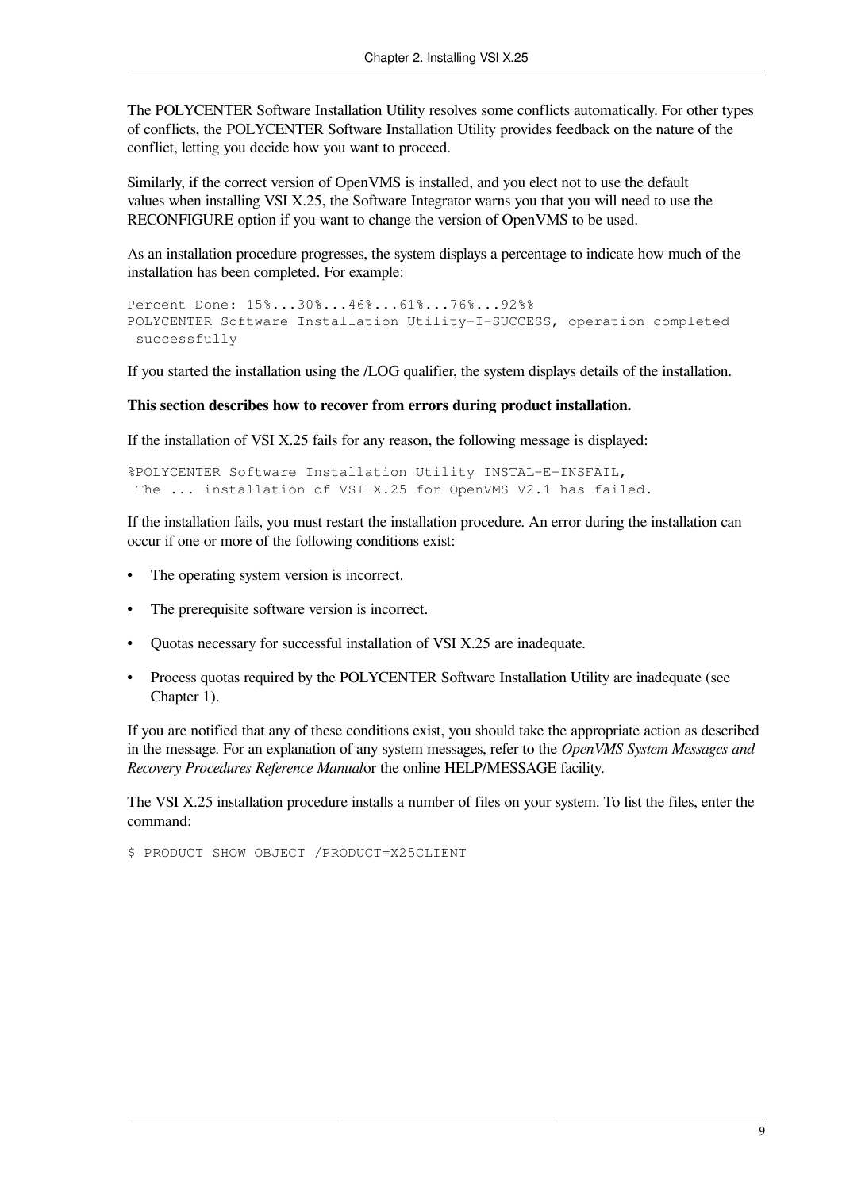The POLYCENTER Software Installation Utility resolves some conflicts automatically. For other types of conflicts, the POLYCENTER Software Installation Utility provides feedback on the nature of the conflict, letting you decide how you want to proceed.

Similarly, if the correct version of OpenVMS is installed, and you elect not to use the default values when installing VSI X.25, the Software Integrator warns you that you will need to use the RECONFIGURE option if you want to change the version of OpenVMS to be used.

As an installation procedure progresses, the system displays a percentage to indicate how much of the installation has been completed. For example:

```
Percent Done: 15%...30%...46%...61%...76%...92%%
POLYCENTER Software Installation Utility-I-SUCCESS, operation completed
 successfully
```

If you started the installation using the /LOG qualifier, the system displays details of the installation.

**This section describes how to recover from errors during product installation.**

If the installation of VSI X.25 fails for any reason, the following message is displayed:

```
%POLYCENTER Software Installation Utility INSTAL-E-INSFAIL,
 The ... installation of VSI X.25 for OpenVMS V2.1 has failed.
```

If the installation fails, you must restart the installation procedure. An error during the installation can occur if one or more of the following conditions exist:

- The operating system version is incorrect.
- The prerequisite software version is incorrect.
- Quotas necessary for successful installation of VSI X.25 are inadequate.
- Process quotas required by the POLYCENTER Software Installation Utility are inadequate (see Chapter 1).

If you are notified that any of these conditions exist, you should take the appropriate action as described in the message. For an explanation of any system messages, refer to the *OpenVMS System Messages and Recovery Procedures Reference Manual*or the online HELP/MESSAGE facility.

The VSI X.25 installation procedure installs a number of files on your system. To list the files, enter the command:

```
$ PRODUCT SHOW OBJECT /PRODUCT=X25CLIENT
```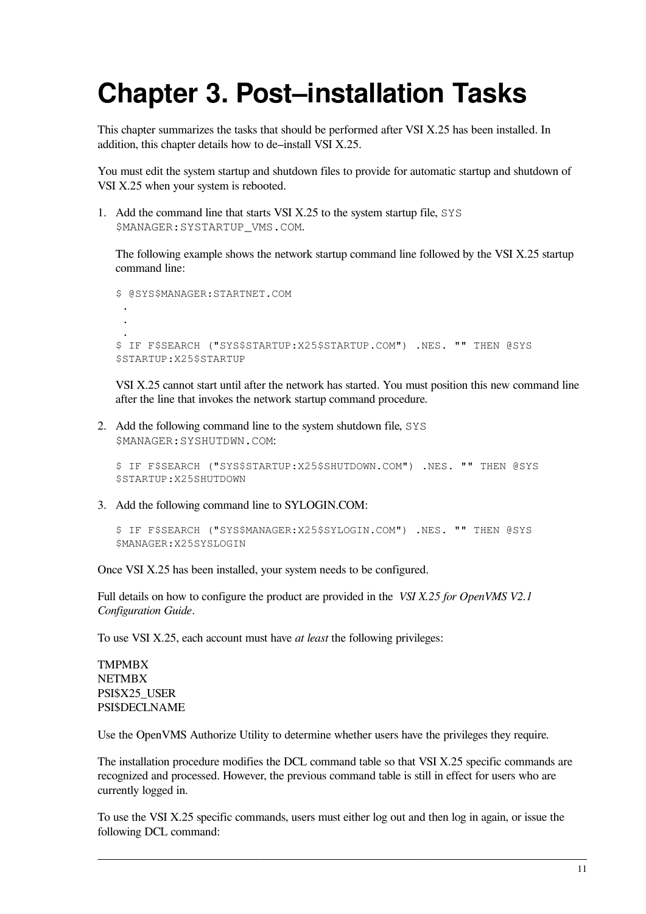# Chapter 3. Post–installation Tasks

This chapter summarizes the tasks that should be performed after VSI X.25 has been installed. In addition, this chapter details how to de–install VSI X.25.

You must edit the system startup and shutdown files to provide for automatic startup and shutdown of VSI X.25 when your system is rebooted.

1. Add the command line that starts VSI X.25 to the system startup file, `SYS$MANAGER:SYSTARTUP_VMS.COM`.

   The following example shows the network startup command line followed by the VSI X.25 startup command line:

   ```
   $ @SYS$MANAGER:STARTNET.COM
     .
     .
     .
   $ IF F$SEARCH ("SYS$STARTUP:X25$STARTUP.COM") .NES. "" THEN @SYS
   $STARTUP:X25$STARTUP
   ```

   VSI X.25 cannot start until after the network has started. You must position this new command line after the line that invokes the network startup command procedure.

2. Add the following command line to the system shutdown file, `SYS$MANAGER:SYSHUTDWN.COM`:

   ```
   $ IF F$SEARCH ("SYS$STARTUP:X25$SHUTDOWN.COM") .NES. "" THEN @SYS
   $STARTUP:X25SHUTDOWN
   ```

3. Add the following command line to SYLOGIN.COM:

   ```
   $ IF F$SEARCH ("SYS$MANAGER:X25$SYLOGIN.COM") .NES. "" THEN @SYS
   $MANAGER:X25SYSLOGIN
   ```

Once VSI X.25 has been installed, your system needs to be configured.

Full details on how to configure the product are provided in the *VSI X.25 for OpenVMS V2.1 Configuration Guide*.

To use VSI X.25, each account must have *at least* the following privileges:

TMPMBX
NETMBX
PSI$X25_USER
PSI$DECLNAME

Use the OpenVMS Authorize Utility to determine whether users have the privileges they require.

The installation procedure modifies the DCL command table so that VSI X.25 specific commands are recognized and processed. However, the previous command table is still in effect for users who are currently logged in.

To use the VSI X.25 specific commands, users must either log out and then log in again, or issue the following DCL command: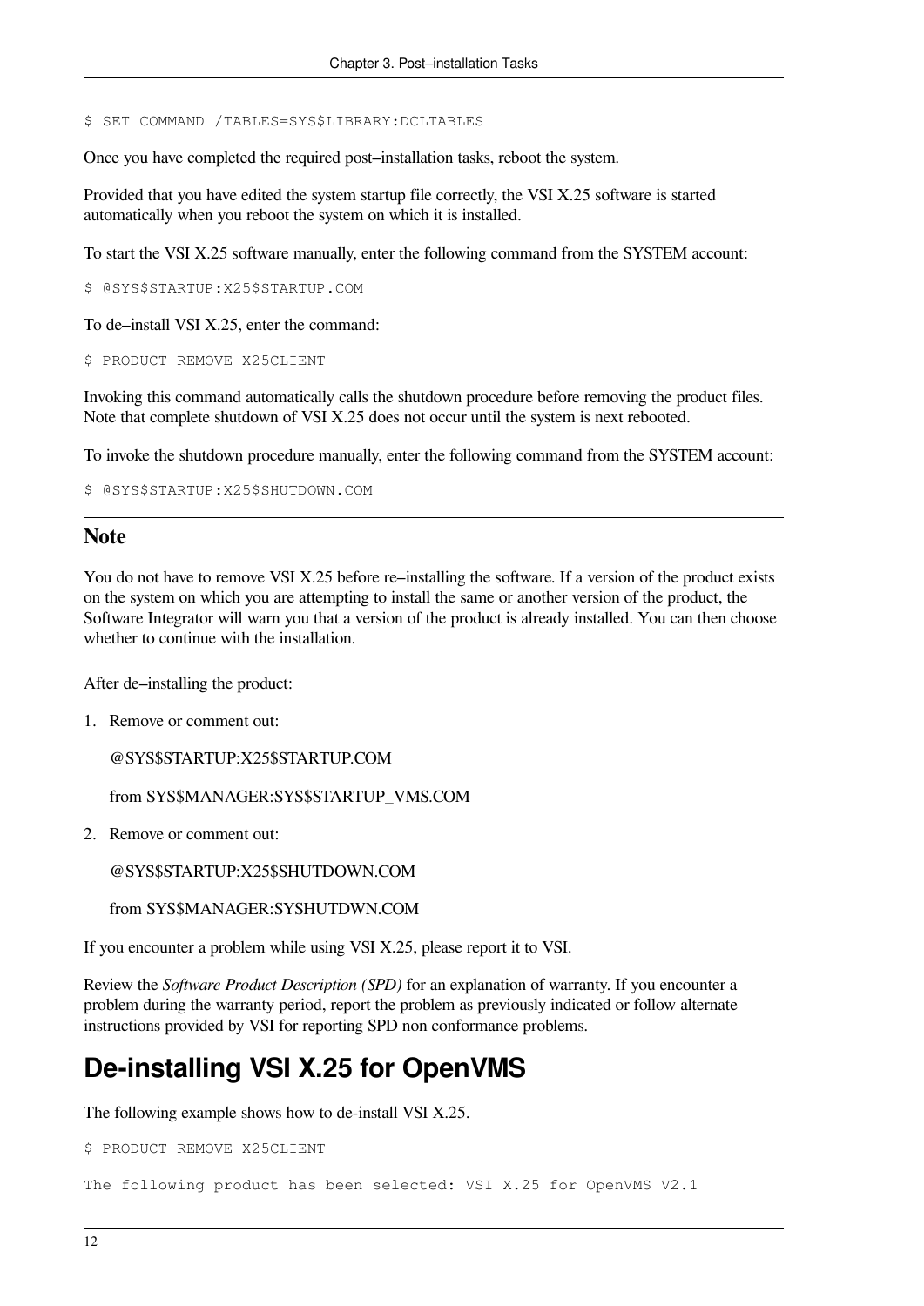```
$ SET COMMAND /TABLES=SYS$LIBRARY:DCLTABLES
```

Once you have completed the required post–installation tasks, reboot the system.

Provided that you have edited the system startup file correctly, the VSI X.25 software is started automatically when you reboot the system on which it is installed.

To start the VSI X.25 software manually, enter the following command from the SYSTEM account:

```
$ @SYS$STARTUP:X25$STARTUP.COM
```

To de–install VSI X.25, enter the command:

```
$ PRODUCT REMOVE X25CLIENT
```

Invoking this command automatically calls the shutdown procedure before removing the product files. Note that complete shutdown of VSI X.25 does not occur until the system is next rebooted.

To invoke the shutdown procedure manually, enter the following command from the SYSTEM account:

```
$ @SYS$STARTUP:X25$SHUTDOWN.COM
```

### Note

You do not have to remove VSI X.25 before re–installing the software. If a version of the product exists on the system on which you are attempting to install the same or another version of the product, the Software Integrator will warn you that a version of the product is already installed. You can then choose whether to continue with the installation.

After de–installing the product:

1. Remove or comment out:

   @SYS$STARTUP:X25$STARTUP.COM

   from SYS$MANAGER:SYS$STARTUP_VMS.COM

2. Remove or comment out:

   @SYS$STARTUP:X25$SHUTDOWN.COM

   from SYS$MANAGER:SYSHUTDWN.COM

If you encounter a problem while using VSI X.25, please report it to VSI.

Review the *Software Product Description (SPD)* for an explanation of warranty. If you encounter a problem during the warranty period, report the problem as previously indicated or follow alternate instructions provided by VSI for reporting SPD non conformance problems.

## De-installing VSI X.25 for OpenVMS

The following example shows how to de-install VSI X.25.

```
$ PRODUCT REMOVE X25CLIENT

The following product has been selected: VSI X.25 for OpenVMS V2.1
```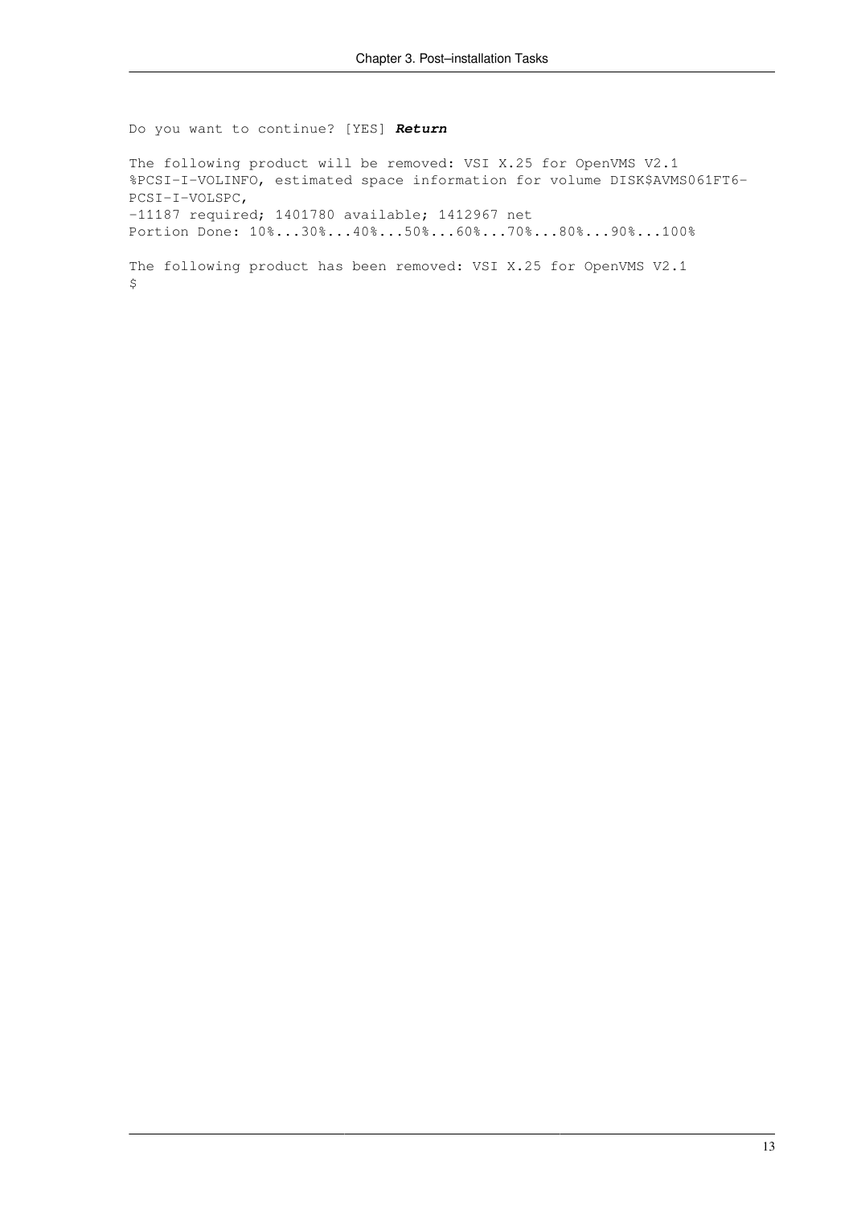```
Do you want to continue? [YES] Return

The following product will be removed: VSI X.25 for OpenVMS V2.1
%PCSI-I-VOLINFO, estimated space information for volume DISK$AVMS061FT6-
PCSI-I-VOLSPC,
-11187 required; 1401780 available; 1412967 net
Portion Done: 10%...30%...40%...50%...60%...70%...80%...90%...100%

The following product has been removed: VSI X.25 for OpenVMS V2.1
$
```